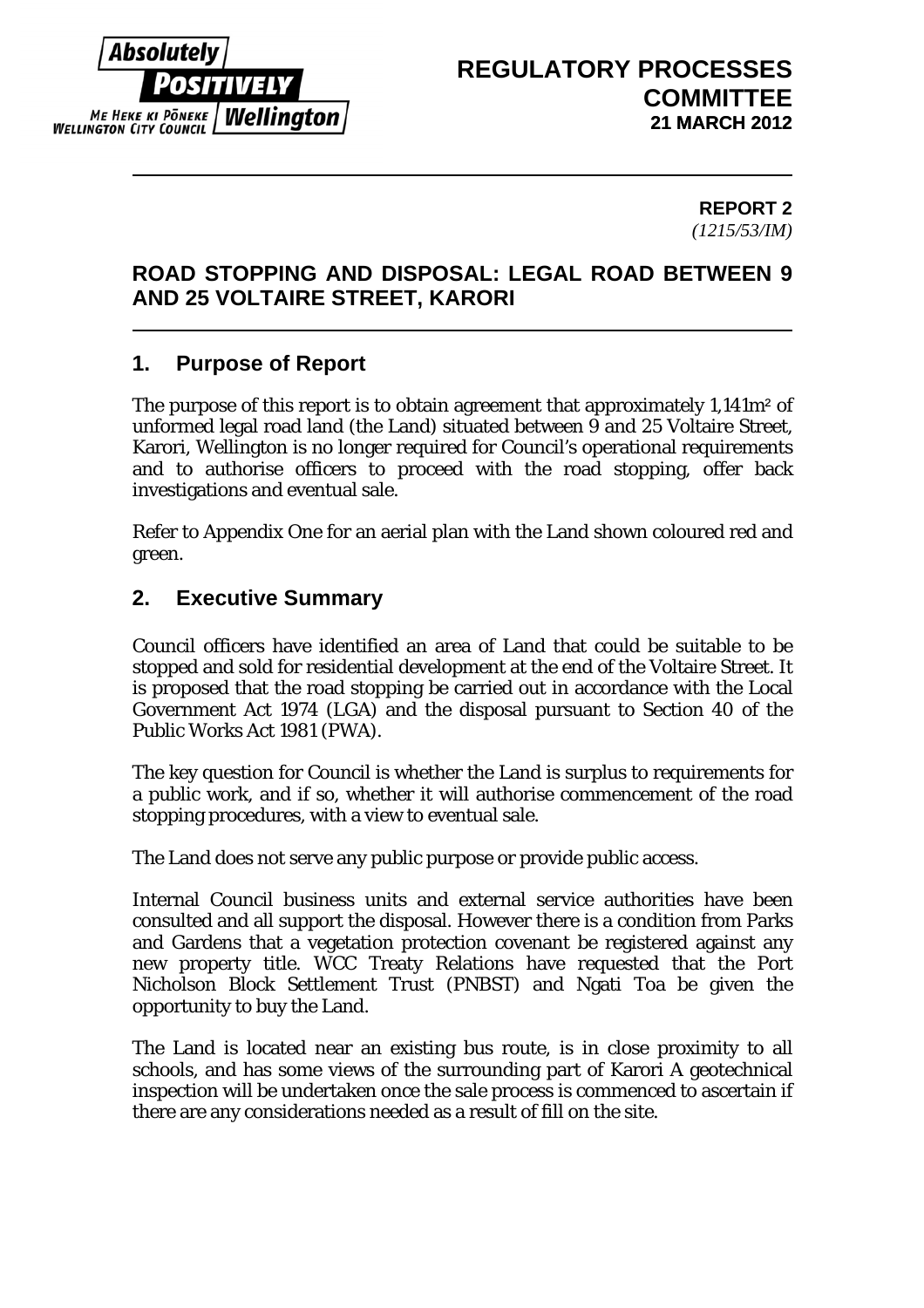# REGULATORY PROCESSES COMMITTEE
**21 MARCH 2012**

**REPORT 2**
*(1215/53/IM)*

## ROAD STOPPING AND DISPOSAL: LEGAL ROAD BETWEEN 9 AND 25 VOLTAIRE STREET, KARORI

## 1. Purpose of Report

The purpose of this report is to obtain agreement that approximately 1,141m² of unformed legal road land (the Land) situated between 9 and 25 Voltaire Street, Karori, Wellington is no longer required for Council's operational requirements and to authorise officers to proceed with the road stopping, offer back investigations and eventual sale.

Refer to Appendix One for an aerial plan with the Land shown coloured red and green.

## 2. Executive Summary

Council officers have identified an area of Land that could be suitable to be stopped and sold for residential development at the end of the Voltaire Street. It is proposed that the road stopping be carried out in accordance with the Local Government Act 1974 (LGA) and the disposal pursuant to Section 40 of the Public Works Act 1981 (PWA).

The key question for Council is whether the Land is surplus to requirements for a public work, and if so, whether it will authorise commencement of the road stopping procedures, with a view to eventual sale.

The Land does not serve any public purpose or provide public access.

Internal Council business units and external service authorities have been consulted and all support the disposal. However there is a condition from Parks and Gardens that a vegetation protection covenant be registered against any new property title. WCC Treaty Relations have requested that the Port Nicholson Block Settlement Trust (PNBST) and Ngati Toa be given the opportunity to buy the Land.

The Land is located near an existing bus route, is in close proximity to all schools, and has some views of the surrounding part of Karori A geotechnical inspection will be undertaken once the sale process is commenced to ascertain if there are any considerations needed as a result of fill on the site.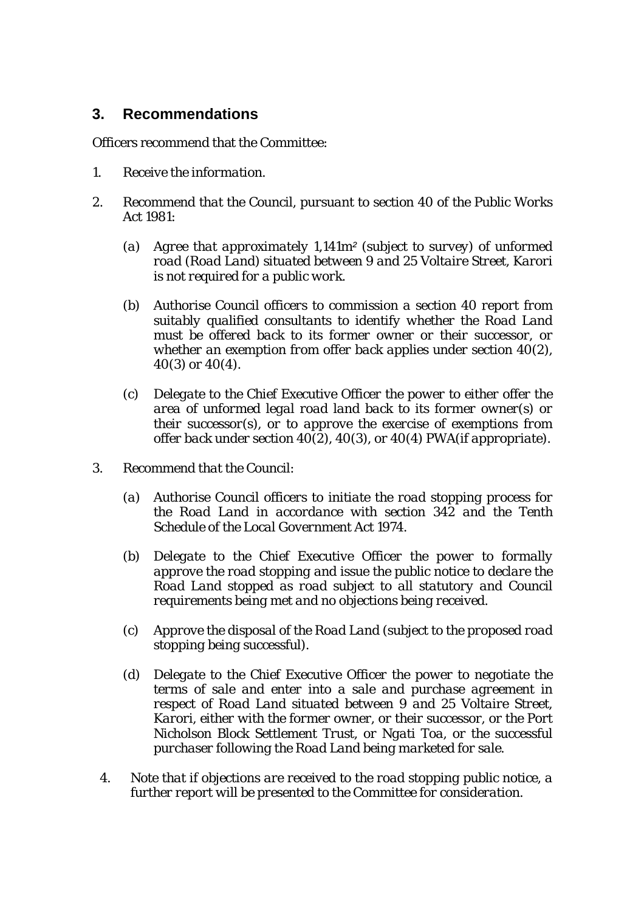## 3. Recommendations

Officers recommend that the Committee:

1. *Receive the information.*

2. *Recommend that the Council, pursuant to section 40 of the Public Works Act 1981:*

   (a) *Agree that approximately 1,141m² (subject to survey) of unformed road (Road Land) situated between 9 and 25 Voltaire Street, Karori is not required for a public work.*

   (b) *Authorise Council officers to commission a section 40 report from suitably qualified consultants to identify whether the Road Land must be offered back to its former owner or their successor, or whether an exemption from offer back applies under section 40(2), 40(3) or 40(4).*

   (c) *Delegate to the Chief Executive Officer the power to either offer the area of unformed legal road land back to its former owner(s) or their successor(s), or to approve the exercise of exemptions from offer back under section 40(2), 40(3), or 40(4) PWA(if appropriate).*

3. *Recommend that the Council:*

   (a) *Authorise Council officers to initiate the road stopping process for the Road Land in accordance with section 342 and the Tenth Schedule of the Local Government Act 1974.*

   (b) *Delegate to the Chief Executive Officer the power to formally approve the road stopping and issue the public notice to declare the Road Land stopped as road subject to all statutory and Council requirements being met and no objections being received.*

   (c) *Approve the disposal of the Road Land (subject to the proposed road stopping being successful).*

   (d) *Delegate to the Chief Executive Officer the power to negotiate the terms of sale and enter into a sale and purchase agreement in respect of Road Land situated between 9 and 25 Voltaire Street, Karori, either with the former owner, or their successor, or the Port Nicholson Block Settlement Trust, or Ngati Toa, or the successful purchaser following the Road Land being marketed for sale.*

4. *Note that if objections are received to the road stopping public notice, a further report will be presented to the Committee for consideration.*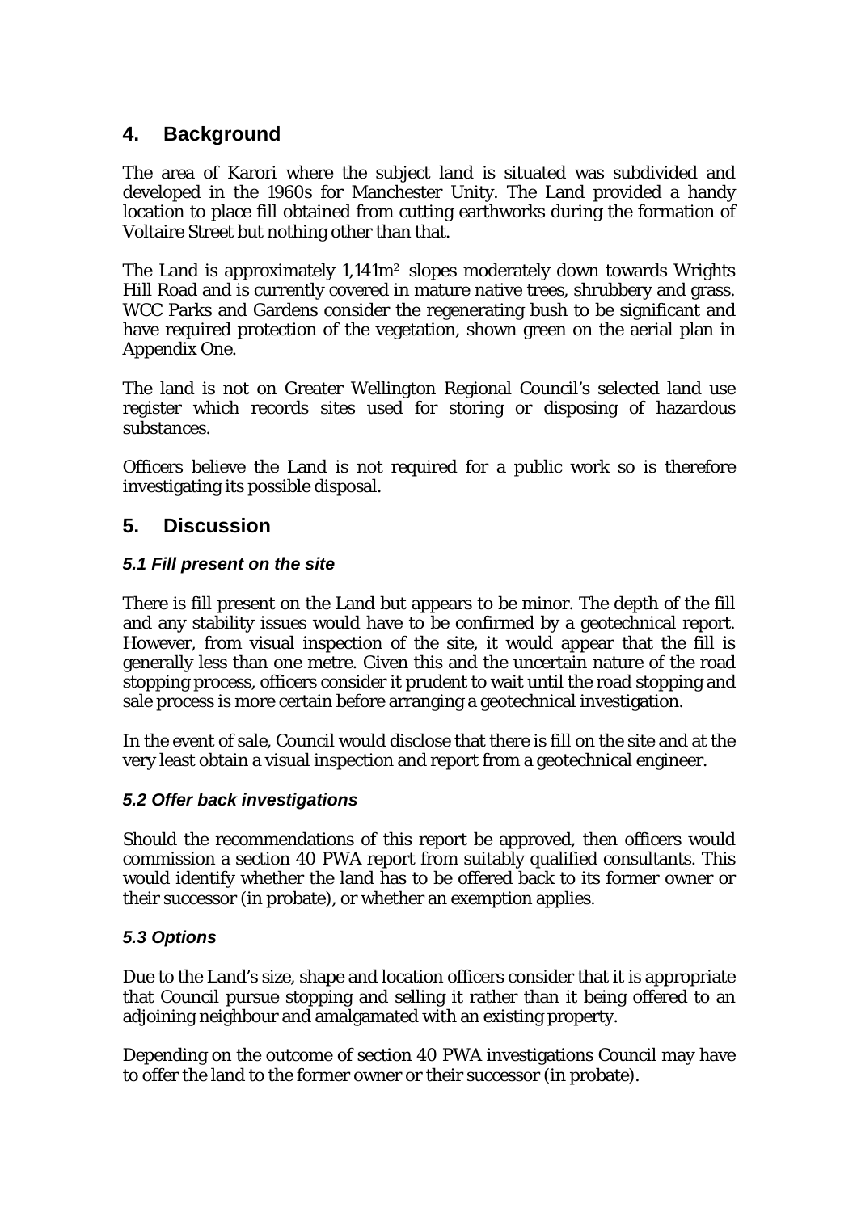## 4. Background

The area of Karori where the subject land is situated was subdivided and developed in the 1960s for Manchester Unity. The Land provided a handy location to place fill obtained from cutting earthworks during the formation of Voltaire Street but nothing other than that.

The Land is approximately 1,141m$^2$ slopes moderately down towards Wrights Hill Road and is currently covered in mature native trees, shrubbery and grass. WCC Parks and Gardens consider the regenerating bush to be significant and have required protection of the vegetation, shown green on the aerial plan in Appendix One.

The land is not on Greater Wellington Regional Council's selected land use register which records sites used for storing or disposing of hazardous substances.

Officers believe the Land is not required for a public work so is therefore investigating its possible disposal.

## 5. Discussion

### *5.1 Fill present on the site*

There is fill present on the Land but appears to be minor. The depth of the fill and any stability issues would have to be confirmed by a geotechnical report. However, from visual inspection of the site, it would appear that the fill is generally less than one metre. Given this and the uncertain nature of the road stopping process, officers consider it prudent to wait until the road stopping and sale process is more certain before arranging a geotechnical investigation.

In the event of sale, Council would disclose that there is fill on the site and at the very least obtain a visual inspection and report from a geotechnical engineer.

### *5.2 Offer back investigations*

Should the recommendations of this report be approved, then officers would commission a section 40 PWA report from suitably qualified consultants. This would identify whether the land has to be offered back to its former owner or their successor (in probate), or whether an exemption applies.

### *5.3 Options*

Due to the Land's size, shape and location officers consider that it is appropriate that Council pursue stopping and selling it rather than it being offered to an adjoining neighbour and amalgamated with an existing property.

Depending on the outcome of section 40 PWA investigations Council may have to offer the land to the former owner or their successor (in probate).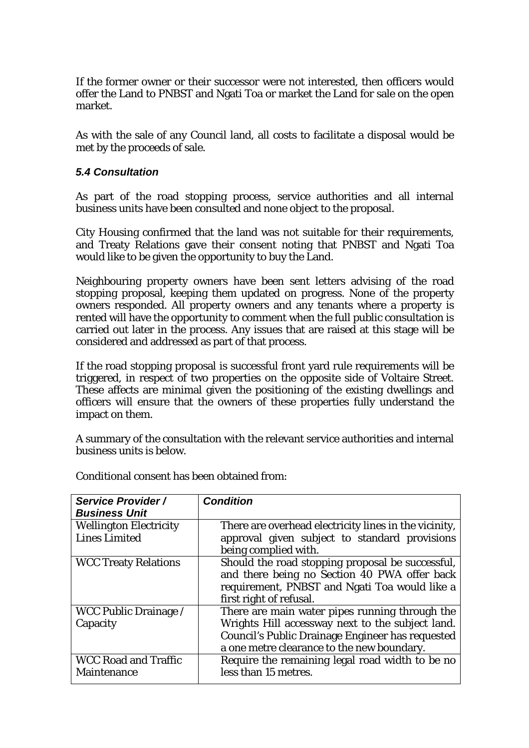If the former owner or their successor were not interested, then officers would offer the Land to PNBST and Ngati Toa or market the Land for sale on the open market.

As with the sale of any Council land, all costs to facilitate a disposal would be met by the proceeds of sale.

### *5.4 Consultation*

As part of the road stopping process, service authorities and all internal business units have been consulted and none object to the proposal.

City Housing confirmed that the land was not suitable for their requirements, and Treaty Relations gave their consent noting that PNBST and Ngati Toa would like to be given the opportunity to buy the Land.

Neighbouring property owners have been sent letters advising of the road stopping proposal, keeping them updated on progress. None of the property owners responded. All property owners and any tenants where a property is rented will have the opportunity to comment when the full public consultation is carried out later in the process. Any issues that are raised at this stage will be considered and addressed as part of that process.

If the road stopping proposal is successful front yard rule requirements will be triggered, in respect of two properties on the opposite side of Voltaire Street. These affects are minimal given the positioning of the existing dwellings and officers will ensure that the owners of these properties fully understand the impact on them.

A summary of the consultation with the relevant service authorities and internal business units is below.

Conditional consent has been obtained from:

| ***Service Provider / Business Unit*** | ***Condition*** |
|---|---|
| Wellington Electricity Lines Limited | There are overhead electricity lines in the vicinity, approval given subject to standard provisions being complied with. |
| WCC Treaty Relations | Should the road stopping proposal be successful, and there being no Section 40 PWA offer back requirement, PNBST and Ngati Toa would like a first right of refusal. |
| WCC Public Drainage / Capacity | There are main water pipes running through the Wrights Hill accessway next to the subject land. Council's Public Drainage Engineer has requested a one metre clearance to the new boundary. |
| WCC Road and Traffic Maintenance | Require the remaining legal road width to be no less than 15 metres. |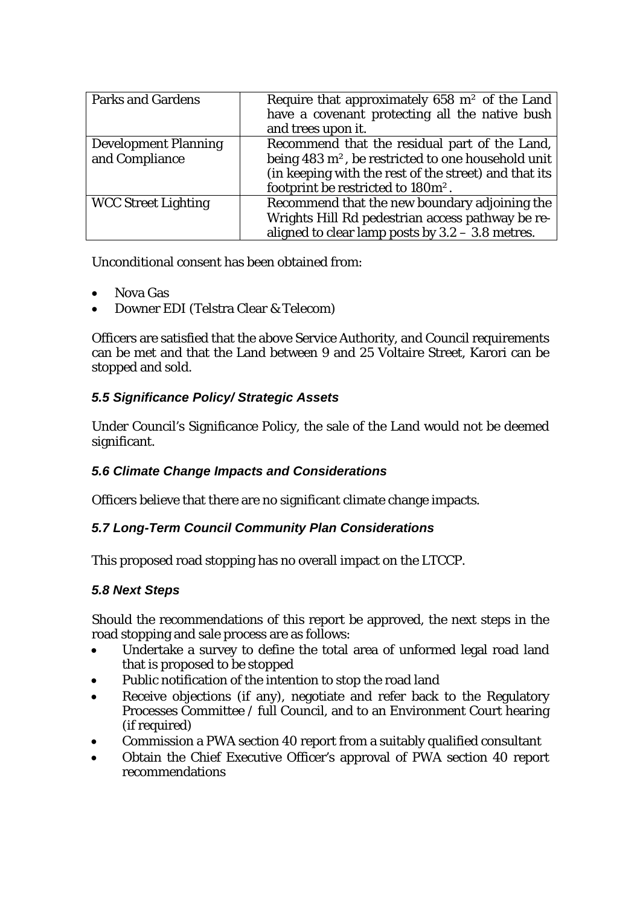| Parks and Gardens | Require that approximately 658 $m^2$ of the Land have a covenant protecting all the native bush and trees upon it. |
|---|---|
| Development Planning and Compliance | Recommend that the residual part of the Land, being 483 $m^2$, be restricted to one household unit (in keeping with the rest of the street) and that its footprint be restricted to 180$m^2$. |
| WCC Street Lighting | Recommend that the new boundary adjoining the Wrights Hill Rd pedestrian access pathway be re-aligned to clear lamp posts by 3.2 – 3.8 metres. |

Unconditional consent has been obtained from:

- Nova Gas
- Downer EDI (Telstra Clear & Telecom)

Officers are satisfied that the above Service Authority, and Council requirements can be met and that the Land between 9 and 25 Voltaire Street, Karori can be stopped and sold.

### *5.5 Significance Policy/ Strategic Assets*

Under Council's Significance Policy, the sale of the Land would not be deemed significant.

### *5.6 Climate Change Impacts and Considerations*

Officers believe that there are no significant climate change impacts.

### *5.7 Long-Term Council Community Plan Considerations*

This proposed road stopping has no overall impact on the LTCCP.

### *5.8 Next Steps*

Should the recommendations of this report be approved, the next steps in the road stopping and sale process are as follows:

- Undertake a survey to define the total area of unformed legal road land that is proposed to be stopped
- Public notification of the intention to stop the road land
- Receive objections (if any), negotiate and refer back to the Regulatory Processes Committee / full Council, and to an Environment Court hearing (if required)
- Commission a PWA section 40 report from a suitably qualified consultant
- Obtain the Chief Executive Officer's approval of PWA section 40 report recommendations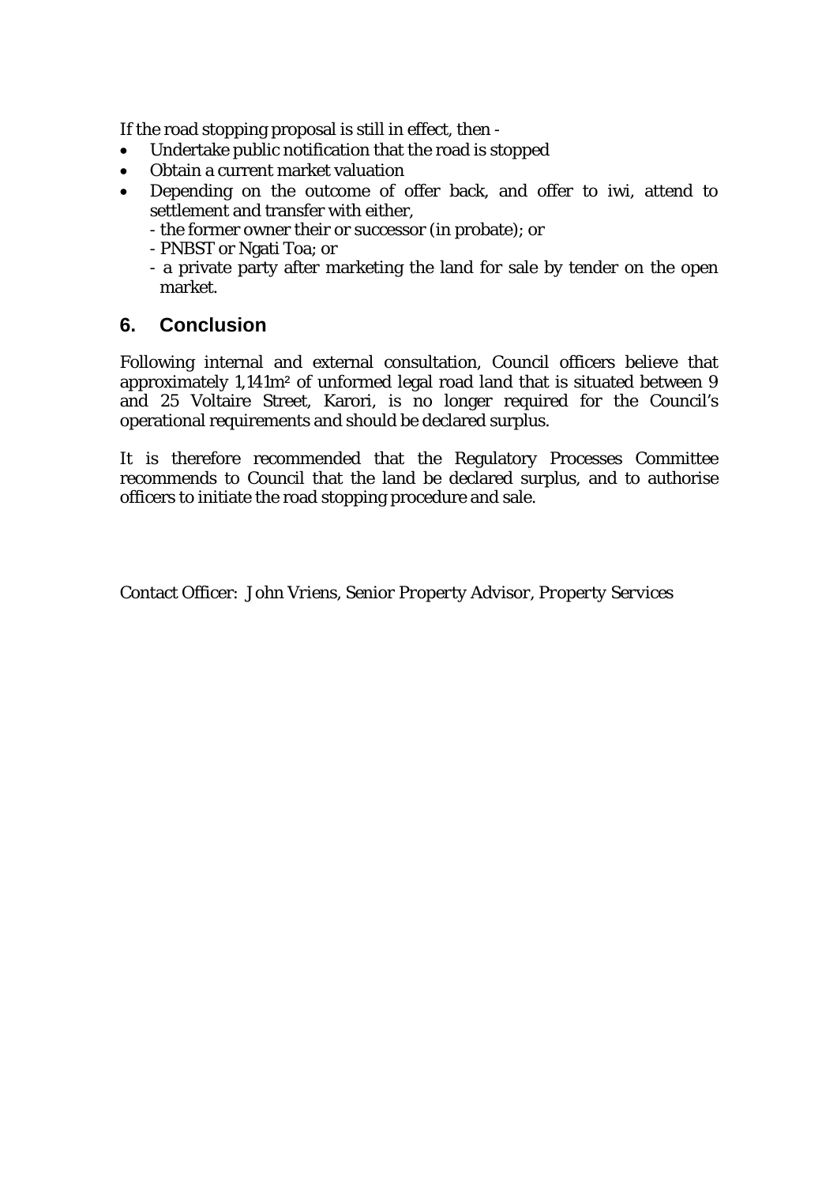If the road stopping proposal is still in effect, then -

- Undertake public notification that the road is stopped
- Obtain a current market valuation
- Depending on the outcome of offer back, and offer to iwi, attend to settlement and transfer with either,
  - the former owner their or successor (in probate); or
  - PNBST or Ngati Toa; or
  - a private party after marketing the land for sale by tender on the open market.

## 6. Conclusion

Following internal and external consultation, Council officers believe that approximately 1,141m² of unformed legal road land that is situated between 9 and 25 Voltaire Street, Karori, is no longer required for the Council's operational requirements and should be declared surplus.

It is therefore recommended that the Regulatory Processes Committee recommends to Council that the land be declared surplus, and to authorise officers to initiate the road stopping procedure and sale.

Contact Officer: John Vriens, Senior Property Advisor, Property Services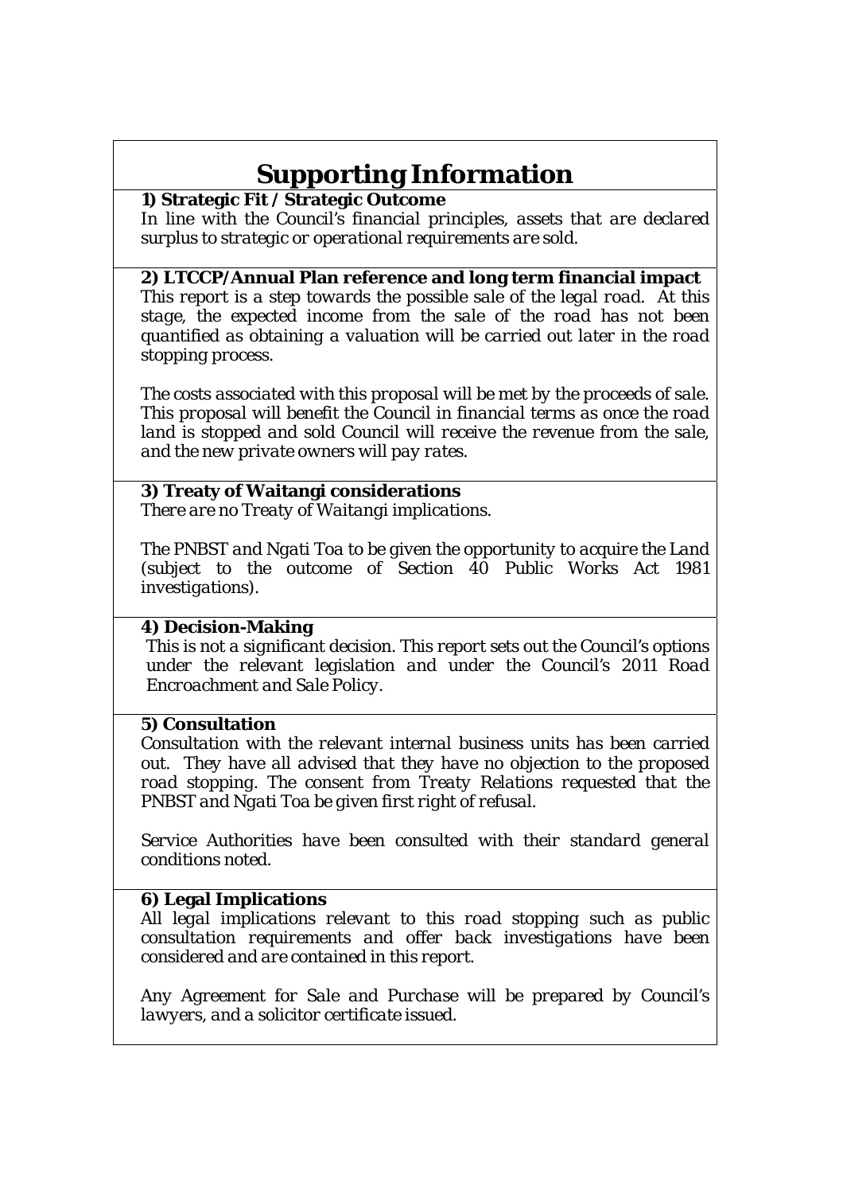# Supporting Information

**1) Strategic Fit / Strategic Outcome**

*In line with the Council's financial principles, assets that are declared surplus to strategic or operational requirements are sold.*

**2) LTCCP/Annual Plan reference and long term financial impact**

*This report is a step towards the possible sale of the legal road. At this stage, the expected income from the sale of the road has not been quantified as obtaining a valuation will be carried out later in the road stopping process.*

*The costs associated with this proposal will be met by the proceeds of sale. This proposal will benefit the Council in financial terms as once the road land is stopped and sold Council will receive the revenue from the sale, and the new private owners will pay rates.*

**3) Treaty of Waitangi considerations**

*There are no Treaty of Waitangi implications.*

*The PNBST and Ngati Toa to be given the opportunity to acquire the Land (subject to the outcome of Section 40 Public Works Act 1981 investigations).*

**4) Decision-Making**

*This is not a significant decision. This report sets out the Council's options under the relevant legislation and under the Council's 2011 Road Encroachment and Sale Policy.*

**5) Consultation**

*Consultation with the relevant internal business units has been carried out. They have all advised that they have no objection to the proposed road stopping. The consent from Treaty Relations requested that the PNBST and Ngati Toa be given first right of refusal.*

*Service Authorities have been consulted with their standard general conditions noted.*

**6) Legal Implications**

*All legal implications relevant to this road stopping such as public consultation requirements and offer back investigations have been considered and are contained in this report.*

*Any Agreement for Sale and Purchase will be prepared by Council's lawyers, and a solicitor certificate issued.*